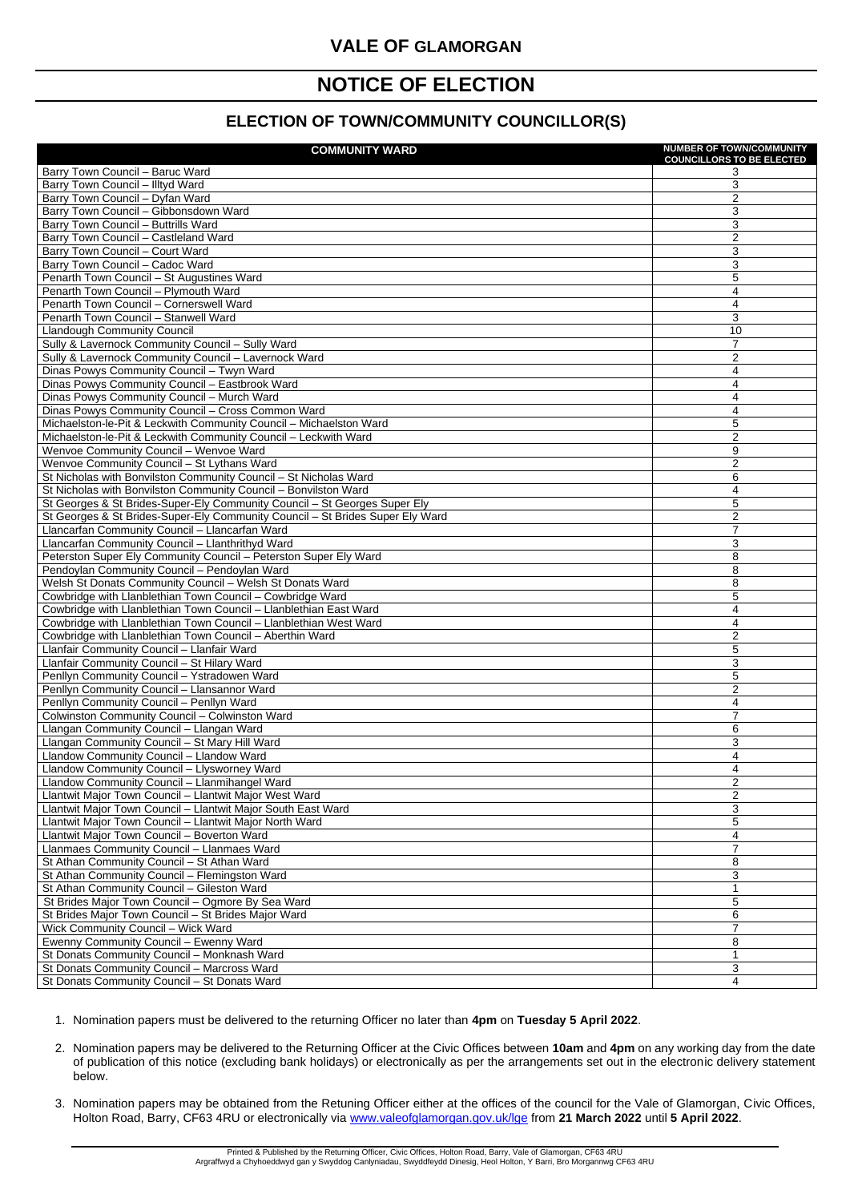# VALE OF GLAMORGAN

# NOTICE OF ELECTION

## ELECTION OF TOWN/COMMUNITY COUNCILLOR(S)

| COMMUNITY WARD | NUMBER OF TOWN/COMMUNITY COUNCILLORS TO BE ELECTED |
|---|---|
| Barry Town Council – Baruc Ward | 3 |
| Barry Town Council – Illtyd Ward | 3 |
| Barry Town Council – Dyfan Ward | 2 |
| Barry Town Council – Gibbonsdown Ward | 3 |
| Barry Town Council – Buttrills Ward | 3 |
| Barry Town Council – Castleland Ward | 2 |
| Barry Town Council – Court Ward | 3 |
| Barry Town Council – Cadoc Ward | 3 |
| Penarth Town Council – St Augustines Ward | 5 |
| Penarth Town Council – Plymouth Ward | 4 |
| Penarth Town Council – Cornerswell Ward | 4 |
| Penarth Town Council – Stanwell Ward | 3 |
| Llandough Community Council | 10 |
| Sully & Lavernock Community Council – Sully Ward | 7 |
| Sully & Lavernock Community Council – Lavernock Ward | 2 |
| Dinas Powys Community Council – Twyn Ward | 4 |
| Dinas Powys Community Council – Eastbrook Ward | 4 |
| Dinas Powys Community Council – Murch Ward | 4 |
| Dinas Powys Community Council – Cross Common Ward | 4 |
| Michaelston-le-Pit & Leckwith Community Council – Michaelston Ward | 5 |
| Michaelston-le-Pit & Leckwith Community Council – Leckwith Ward | 2 |
| Wenvoe Community Council – Wenvoe Ward | 9 |
| Wenvoe Community Council – St Lythans Ward | 2 |
| St Nicholas with Bonvilston Community Council – St Nicholas Ward | 6 |
| St Nicholas with Bonvilston Community Council – Bonvilston Ward | 4 |
| St Georges & St Brides-Super-Ely Community Council – St Georges Super Ely | 5 |
| St Georges & St Brides-Super-Ely Community Council – St Brides Super Ely Ward | 2 |
| Llancarfan Community Council – Llancarfan Ward | 7 |
| Llancarfan Community Council – Llanthrithyd Ward | 3 |
| Peterston Super Ely Community Council – Peterston Super Ely Ward | 8 |
| Pendoylan Community Council – Pendoylan Ward | 8 |
| Welsh St Donats Community Council – Welsh St Donats Ward | 8 |
| Cowbridge with Llanblethian Town Council – Cowbridge Ward | 5 |
| Cowbridge with Llanblethian Town Council – Llanblethian East Ward | 4 |
| Cowbridge with Llanblethian Town Council – Llanblethian West Ward | 4 |
| Cowbridge with Llanblethian Town Council – Aberthin Ward | 2 |
| Llanfair Community Council – Llanfair Ward | 5 |
| Llanfair Community Council – St Hilary Ward | 3 |
| Penllyn Community Council – Ystradowen Ward | 5 |
| Penllyn Community Council – Llansannor Ward | 2 |
| Penllyn Community Council – Penllyn Ward | 4 |
| Colwinston Community Council – Colwinston Ward | 7 |
| Llangan Community Council – Llangan Ward | 6 |
| Llangan Community Council – St Mary Hill Ward | 3 |
| Llandow Community Council – Llandow Ward | 4 |
| Llandow Community Council – Llysworney Ward | 4 |
| Llandow Community Council – Llanmihangel Ward | 2 |
| Llantwit Major Town Council – Llantwit Major West Ward | 2 |
| Llantwit Major Town Council – Llantwit Major South East Ward | 3 |
| Llantwit Major Town Council – Llantwit Major North Ward | 5 |
| Llantwit Major Town Council – Boverton Ward | 4 |
| Llanmaes Community Council – Llanmaes Ward | 7 |
| St Athan Community Council – St Athan Ward | 8 |
| St Athan Community Council – Flemingston Ward | 3 |
| St Athan Community Council – Gileston Ward | 1 |
| St Brides Major Town Council – Ogmore By Sea Ward | 5 |
| St Brides Major Town Council – St Brides Major Ward | 6 |
| Wick Community Council – Wick Ward | 7 |
| Ewenny Community Council – Ewenny Ward | 8 |
| St Donats Community Council – Monknash Ward | 1 |
| St Donats Community Council – Marcross Ward | 3 |
| St Donats Community Council – St Donats Ward | 4 |

1. Nomination papers must be delivered to the returning Officer no later than **4pm** on **Tuesday 5 April 2022**.

2. Nomination papers may be delivered to the Returning Officer at the Civic Offices between **10am** and **4pm** on any working day from the date of publication of this notice (excluding bank holidays) or electronically as per the arrangements set out in the electronic delivery statement below.

3. Nomination papers may be obtained from the Retuning Officer either at the offices of the council for the Vale of Glamorgan, Civic Offices, Holton Road, Barry, CF63 4RU or electronically via www.valeofglamorgan.gov.uk/lge from **21 March 2022** until **5 April 2022**.

Printed & Published by the Returning Officer, Civic Offices, Holton Road, Barry, Vale of Glamorgan, CF63 4RU
Argraffwyd a Chyhoeddwyd gan y Swyddog Canlyniadau, Swyddfeydd Dinesig, Heol Holton, Y Barri, Bro Morgannwg CF63 4RU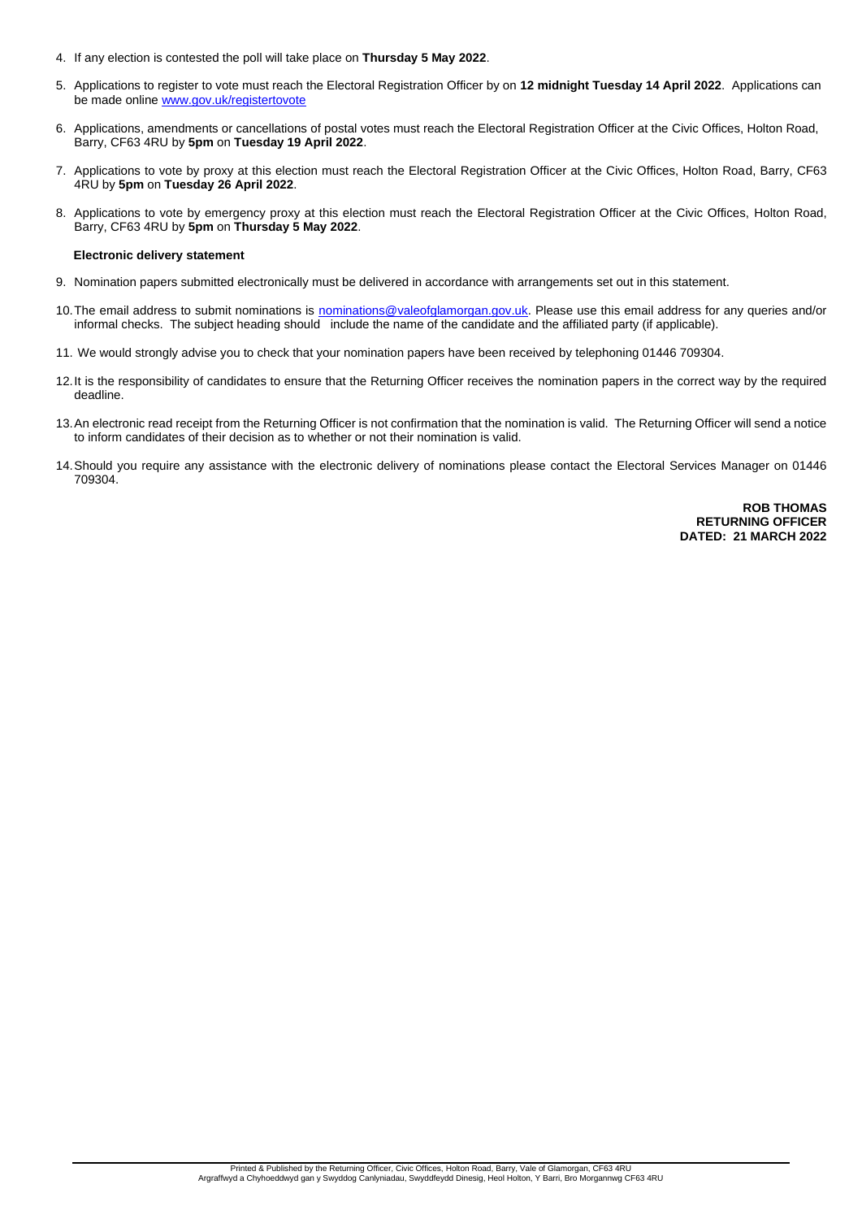4. If any election is contested the poll will take place on **Thursday 5 May 2022**.

5. Applications to register to vote must reach the Electoral Registration Officer by on **12 midnight Tuesday 14 April 2022**. Applications can be made online www.gov.uk/registertovote

6. Applications, amendments or cancellations of postal votes must reach the Electoral Registration Officer at the Civic Offices, Holton Road, Barry, CF63 4RU by **5pm** on **Tuesday 19 April 2022**.

7. Applications to vote by proxy at this election must reach the Electoral Registration Officer at the Civic Offices, Holton Road, Barry, CF63 4RU by **5pm** on **Tuesday 26 April 2022**.

8. Applications to vote by emergency proxy at this election must reach the Electoral Registration Officer at the Civic Offices, Holton Road, Barry, CF63 4RU by **5pm** on **Thursday 5 May 2022**.

**Electronic delivery statement**

9. Nomination papers submitted electronically must be delivered in accordance with arrangements set out in this statement.

10. The email address to submit nominations is nominations@valeofglamorgan.gov.uk. Please use this email address for any queries and/or informal checks. The subject heading should include the name of the candidate and the affiliated party (if applicable).

11. We would strongly advise you to check that your nomination papers have been received by telephoning 01446 709304.

12. It is the responsibility of candidates to ensure that the Returning Officer receives the nomination papers in the correct way by the required deadline.

13. An electronic read receipt from the Returning Officer is not confirmation that the nomination is valid. The Returning Officer will send a notice to inform candidates of their decision as to whether or not their nomination is valid.

14. Should you require any assistance with the electronic delivery of nominations please contact the Electoral Services Manager on 01446 709304.

**ROB THOMAS**
**RETURNING OFFICER**
**DATED: 21 MARCH 2022**

Printed & Published by the Returning Officer, Civic Offices, Holton Road, Barry, Vale of Glamorgan, CF63 4RU
Argraffwyd a Chyhoeddwyd gan y Swyddog Canlyniadau, Swyddfeydd Dinesig, Heol Holton, Y Barri, Bro Morgannwg CF63 4RU